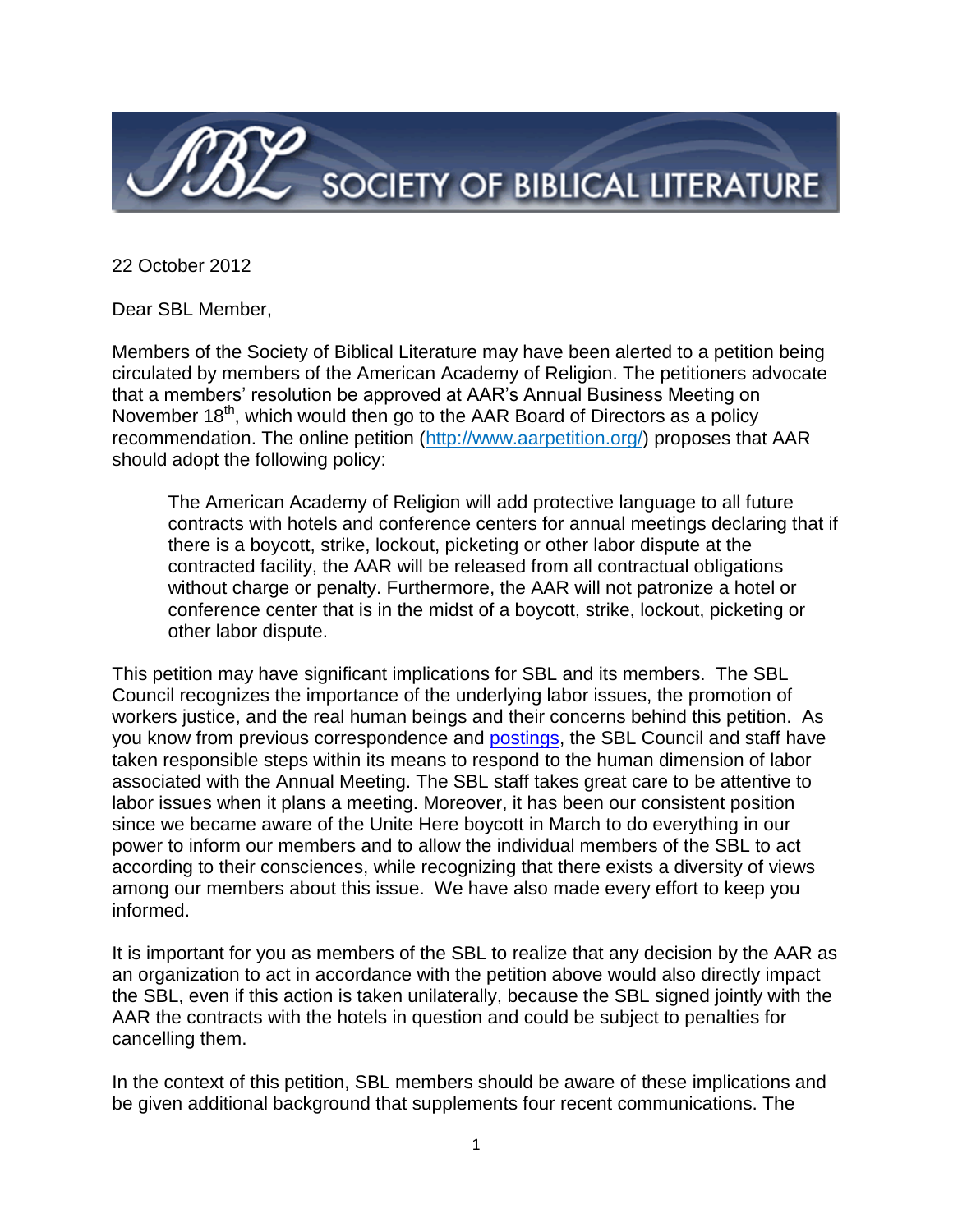# SOCIETY OF BIBLICAL LITERATURE

22 October 2012

Dear SBL Member,

Members of the Society of Biblical Literature may have been alerted to a petition being circulated by members of the American Academy of Religion. The petitioners advocate that a members' resolution be approved at AAR's Annual Business Meeting on November 18th, which would then go to the AAR Board of Directors as a policy recommendation. The online petition ([http://www.aarpetition.org/](http://www.aarpetition.org/)) proposes that AAR should adopt the following policy:

> The American Academy of Religion will add protective language to all future contracts with hotels and conference centers for annual meetings declaring that if there is a boycott, strike, lockout, picketing or other labor dispute at the contracted facility, the AAR will be released from all contractual obligations without charge or penalty. Furthermore, the AAR will not patronize a hotel or conference center that is in the midst of a boycott, strike, lockout, picketing or other labor dispute.

This petition may have significant implications for SBL and its members. The SBL Council recognizes the importance of the underlying labor issues, the promotion of workers justice, and the real human beings and their concerns behind this petition. As you know from previous correspondence and postings, the SBL Council and staff have taken responsible steps within its means to respond to the human dimension of labor associated with the Annual Meeting. The SBL staff takes great care to be attentive to labor issues when it plans a meeting. Moreover, it has been our consistent position since we became aware of the Unite Here boycott in March to do everything in our power to inform our members and to allow the individual members of the SBL to act according to their consciences, while recognizing that there exists a diversity of views among our members about this issue. We have also made every effort to keep you informed.

It is important for you as members of the SBL to realize that any decision by the AAR as an organization to act in accordance with the petition above would also directly impact the SBL, even if this action is taken unilaterally, because the SBL signed jointly with the AAR the contracts with the hotels in question and could be subject to penalties for cancelling them.

In the context of this petition, SBL members should be aware of these implications and be given additional background that supplements four recent communications. The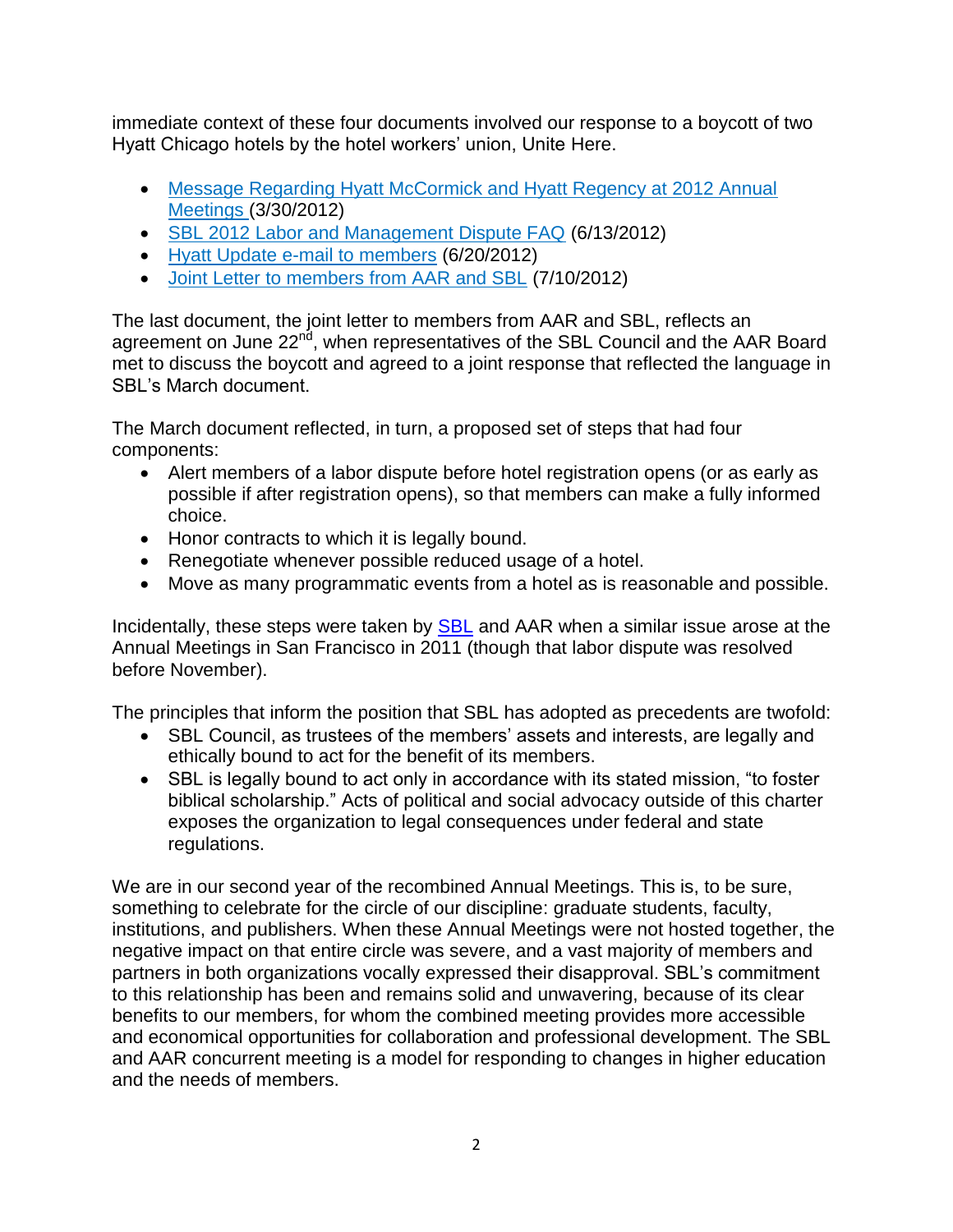immediate context of these four documents involved our response to a boycott of two Hyatt Chicago hotels by the hotel workers' union, Unite Here.

- Message Regarding Hyatt McCormick and Hyatt Regency at 2012 Annual Meetings (3/30/2012)
- SBL 2012 Labor and Management Dispute FAQ (6/13/2012)
- Hyatt Update e-mail to members (6/20/2012)
- Joint Letter to members from AAR and SBL (7/10/2012)

The last document, the joint letter to members from AAR and SBL, reflects an agreement on June 22nd, when representatives of the SBL Council and the AAR Board met to discuss the boycott and agreed to a joint response that reflected the language in SBL's March document.

The March document reflected, in turn, a proposed set of steps that had four components:

- Alert members of a labor dispute before hotel registration opens (or as early as possible if after registration opens), so that members can make a fully informed choice.
- Honor contracts to which it is legally bound.
- Renegotiate whenever possible reduced usage of a hotel.
- Move as many programmatic events from a hotel as is reasonable and possible.

Incidentally, these steps were taken by SBL and AAR when a similar issue arose at the Annual Meetings in San Francisco in 2011 (though that labor dispute was resolved before November).

The principles that inform the position that SBL has adopted as precedents are twofold:

- SBL Council, as trustees of the members' assets and interests, are legally and ethically bound to act for the benefit of its members.
- SBL is legally bound to act only in accordance with its stated mission, "to foster biblical scholarship." Acts of political and social advocacy outside of this charter exposes the organization to legal consequences under federal and state regulations.

We are in our second year of the recombined Annual Meetings. This is, to be sure, something to celebrate for the circle of our discipline: graduate students, faculty, institutions, and publishers. When these Annual Meetings were not hosted together, the negative impact on that entire circle was severe, and a vast majority of members and partners in both organizations vocally expressed their disapproval. SBL's commitment to this relationship has been and remains solid and unwavering, because of its clear benefits to our members, for whom the combined meeting provides more accessible and economical opportunities for collaboration and professional development. The SBL and AAR concurrent meeting is a model for responding to changes in higher education and the needs of members.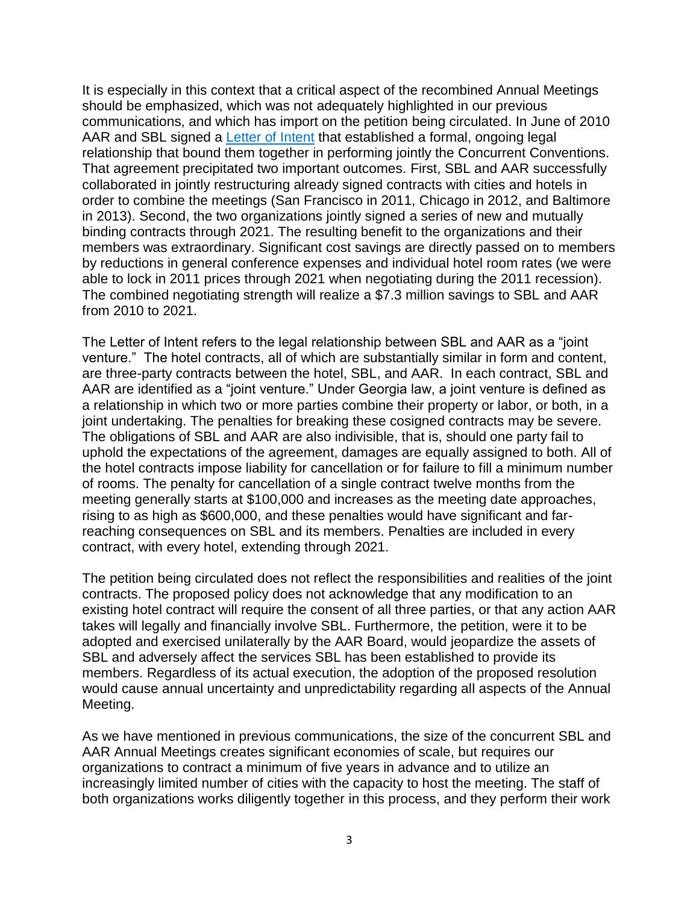It is especially in this context that a critical aspect of the recombined Annual Meetings should be emphasized, which was not adequately highlighted in our previous communications, and which has import on the petition being circulated. In June of 2010 AAR and SBL signed a [Letter of Intent] that established a formal, ongoing legal relationship that bound them together in performing jointly the Concurrent Conventions. That agreement precipitated two important outcomes. First, SBL and AAR successfully collaborated in jointly restructuring already signed contracts with cities and hotels in order to combine the meetings (San Francisco in 2011, Chicago in 2012, and Baltimore in 2013). Second, the two organizations jointly signed a series of new and mutually binding contracts through 2021. The resulting benefit to the organizations and their members was extraordinary. Significant cost savings are directly passed on to members by reductions in general conference expenses and individual hotel room rates (we were able to lock in 2011 prices through 2021 when negotiating during the 2011 recession). The combined negotiating strength will realize a $7.3 million savings to SBL and AAR from 2010 to 2021.

The Letter of Intent refers to the legal relationship between SBL and AAR as a "joint venture." The hotel contracts, all of which are substantially similar in form and content, are three-party contracts between the hotel, SBL, and AAR. In each contract, SBL and AAR are identified as a "joint venture." Under Georgia law, a joint venture is defined as a relationship in which two or more parties combine their property or labor, or both, in a joint undertaking. The penalties for breaking these cosigned contracts may be severe. The obligations of SBL and AAR are also indivisible, that is, should one party fail to uphold the expectations of the agreement, damages are equally assigned to both. All of the hotel contracts impose liability for cancellation or for failure to fill a minimum number of rooms. The penalty for cancellation of a single contract twelve months from the meeting generally starts at $100,000 and increases as the meeting date approaches, rising to as high as $600,000, and these penalties would have significant and far-reaching consequences on SBL and its members. Penalties are included in every contract, with every hotel, extending through 2021.

The petition being circulated does not reflect the responsibilities and realities of the joint contracts. The proposed policy does not acknowledge that any modification to an existing hotel contract will require the consent of all three parties, or that any action AAR takes will legally and financially involve SBL. Furthermore, the petition, were it to be adopted and exercised unilaterally by the AAR Board, would jeopardize the assets of SBL and adversely affect the services SBL has been established to provide its members. Regardless of its actual execution, the adoption of the proposed resolution would cause annual uncertainty and unpredictability regarding all aspects of the Annual Meeting.

As we have mentioned in previous communications, the size of the concurrent SBL and AAR Annual Meetings creates significant economies of scale, but requires our organizations to contract a minimum of five years in advance and to utilize an increasingly limited number of cities with the capacity to host the meeting. The staff of both organizations works diligently together in this process, and they perform their work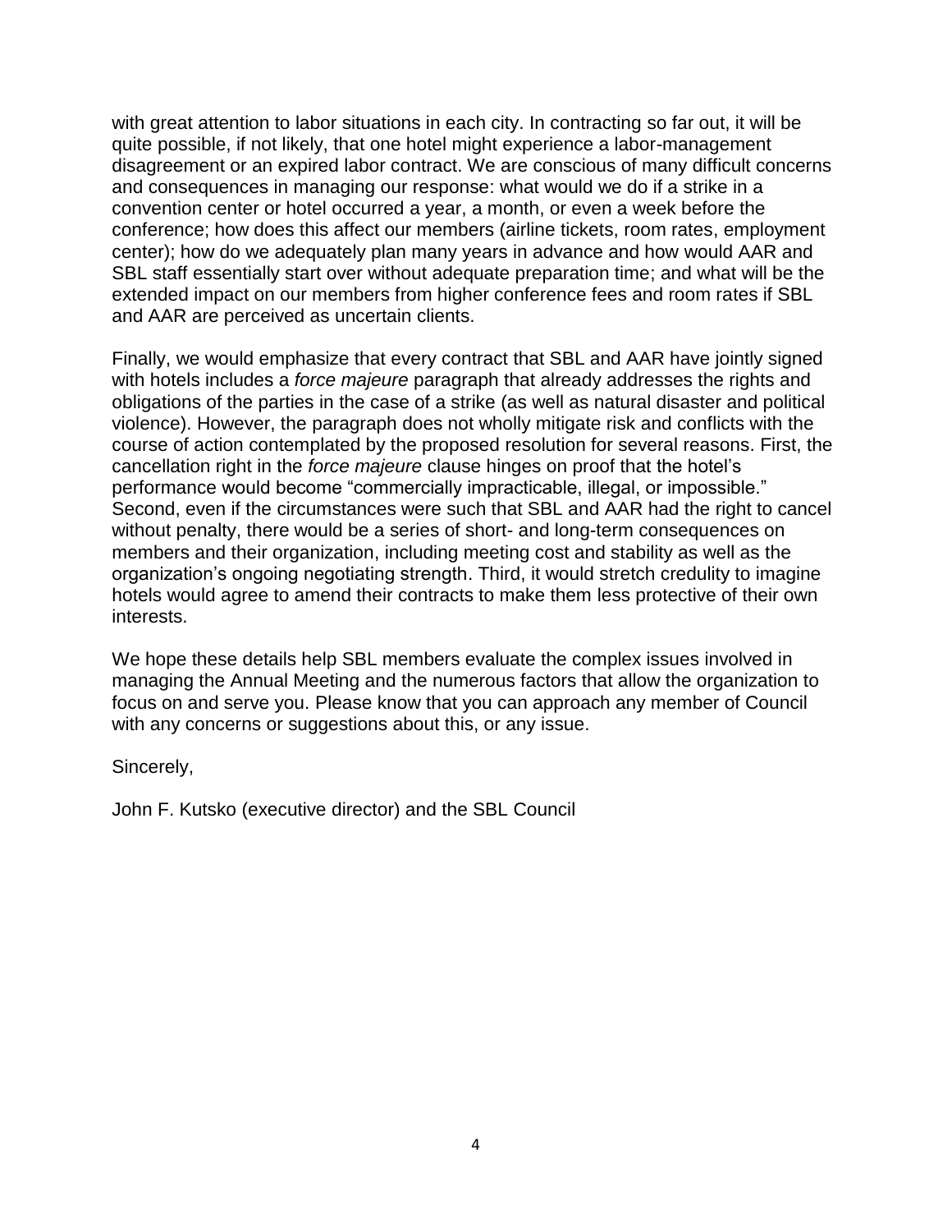with great attention to labor situations in each city. In contracting so far out, it will be quite possible, if not likely, that one hotel might experience a labor-management disagreement or an expired labor contract. We are conscious of many difficult concerns and consequences in managing our response: what would we do if a strike in a convention center or hotel occurred a year, a month, or even a week before the conference; how does this affect our members (airline tickets, room rates, employment center); how do we adequately plan many years in advance and how would AAR and SBL staff essentially start over without adequate preparation time; and what will be the extended impact on our members from higher conference fees and room rates if SBL and AAR are perceived as uncertain clients.

Finally, we would emphasize that every contract that SBL and AAR have jointly signed with hotels includes a *force majeure* paragraph that already addresses the rights and obligations of the parties in the case of a strike (as well as natural disaster and political violence). However, the paragraph does not wholly mitigate risk and conflicts with the course of action contemplated by the proposed resolution for several reasons. First, the cancellation right in the *force majeure* clause hinges on proof that the hotel's performance would become "commercially impracticable, illegal, or impossible." Second, even if the circumstances were such that SBL and AAR had the right to cancel without penalty, there would be a series of short- and long-term consequences on members and their organization, including meeting cost and stability as well as the organization's ongoing negotiating strength. Third, it would stretch credulity to imagine hotels would agree to amend their contracts to make them less protective of their own interests.

We hope these details help SBL members evaluate the complex issues involved in managing the Annual Meeting and the numerous factors that allow the organization to focus on and serve you. Please know that you can approach any member of Council with any concerns or suggestions about this, or any issue.

Sincerely,

John F. Kutsko (executive director) and the SBL Council